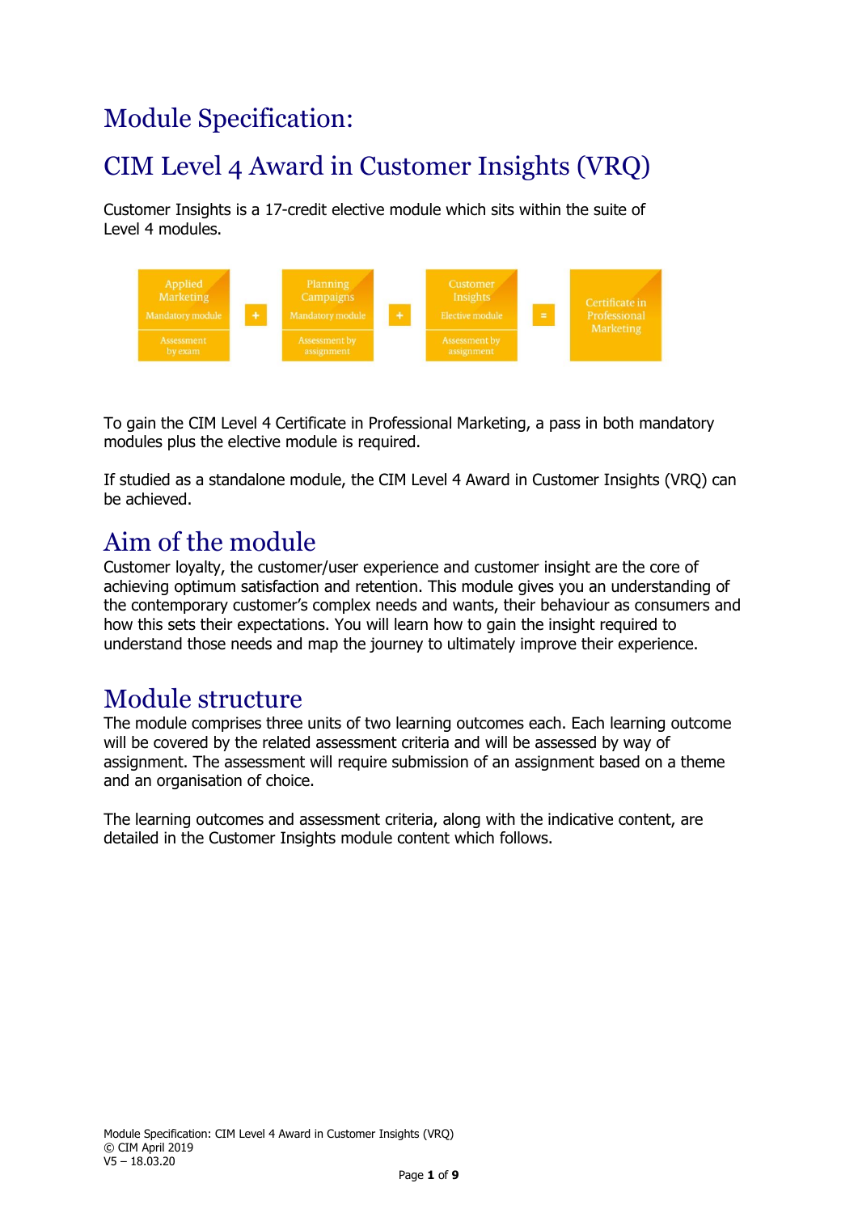# Module Specification:

# CIM Level 4 Award in Customer Insights (VRQ)

Customer Insights is a 17-credit elective module which sits within the suite of Level 4 modules.

| Applied Marketing<br>Mandatory module<br>Assessment by exam | + | Planning Campaigns<br>Mandatory module<br>Assessment by assignment | + | Customer Insights<br>Elective module<br>Assessment by assignment | = | Certificate in Professional Marketing |
|---|---|---|---|---|---|---|

To gain the CIM Level 4 Certificate in Professional Marketing, a pass in both mandatory modules plus the elective module is required.

If studied as a standalone module, the CIM Level 4 Award in Customer Insights (VRQ) can be achieved.

## Aim of the module

Customer loyalty, the customer/user experience and customer insight are the core of achieving optimum satisfaction and retention. This module gives you an understanding of the contemporary customer's complex needs and wants, their behaviour as consumers and how this sets their expectations. You will learn how to gain the insight required to understand those needs and map the journey to ultimately improve their experience.

## Module structure

The module comprises three units of two learning outcomes each. Each learning outcome will be covered by the related assessment criteria and will be assessed by way of assignment. The assessment will require submission of an assignment based on a theme and an organisation of choice.

The learning outcomes and assessment criteria, along with the indicative content, are detailed in the Customer Insights module content which follows.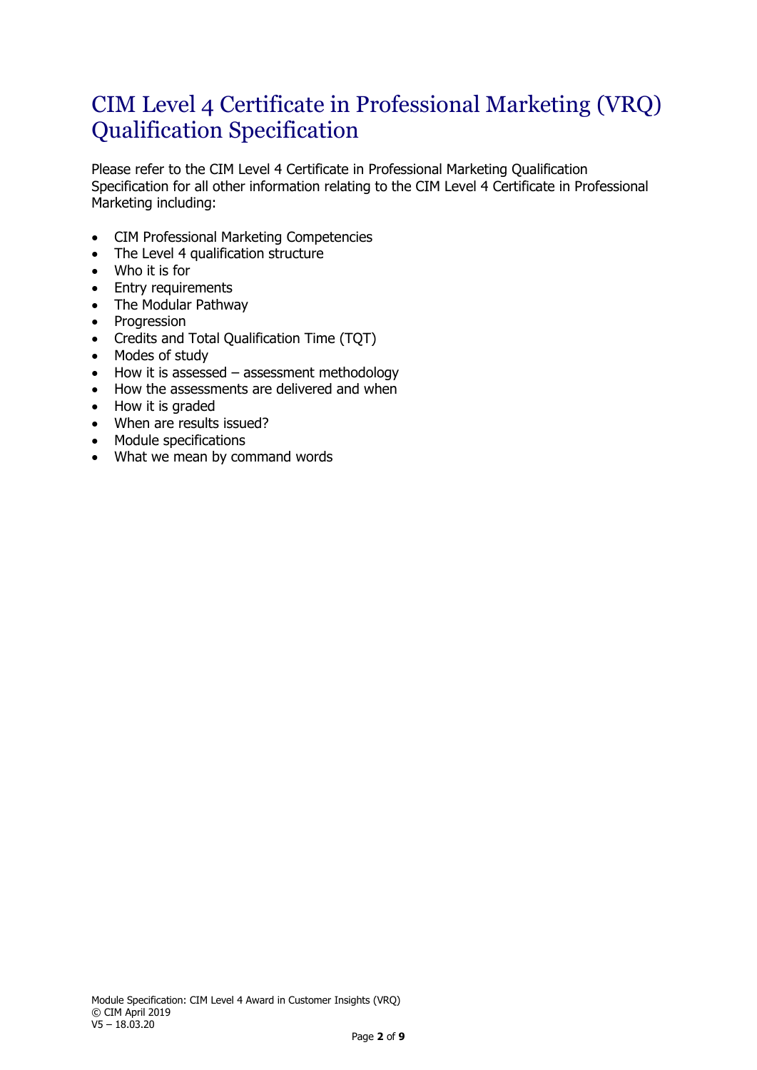# CIM Level 4 Certificate in Professional Marketing (VRQ) Qualification Specification

Please refer to the CIM Level 4 Certificate in Professional Marketing Qualification Specification for all other information relating to the CIM Level 4 Certificate in Professional Marketing including:

- CIM Professional Marketing Competencies
- The Level 4 qualification structure
- Who it is for
- Entry requirements
- The Modular Pathway
- Progression
- Credits and Total Qualification Time (TQT)
- Modes of study
- How it is assessed – assessment methodology
- How the assessments are delivered and when
- How it is graded
- When are results issued?
- Module specifications
- What we mean by command words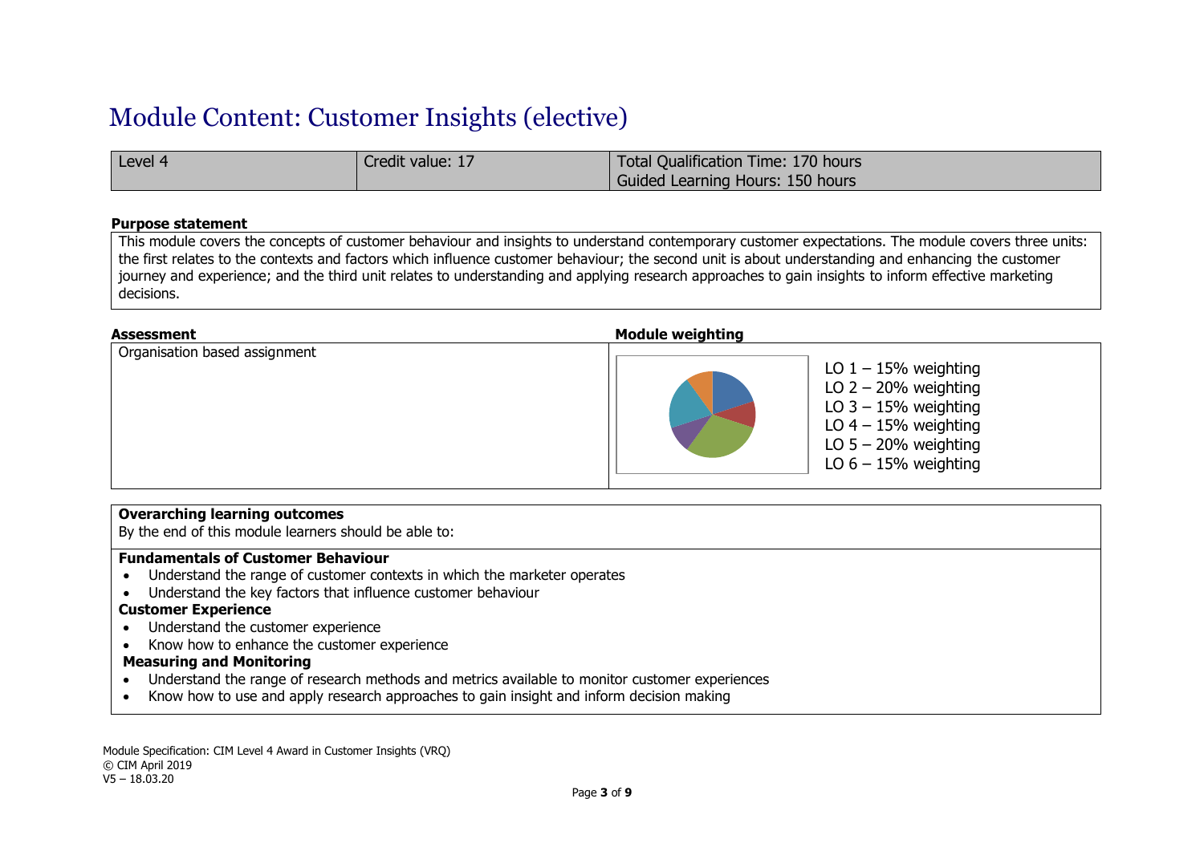# Module Content: Customer Insights (elective)

| Level 4 | Credit value: 17 | Total Qualification Time: 170 hours<br>Guided Learning Hours: 150 hours |
|---|---|---|

**Purpose statement**

This module covers the concepts of customer behaviour and insights to understand contemporary customer expectations. The module covers three units: the first relates to the contexts and factors which influence customer behaviour; the second unit is about understanding and enhancing the customer journey and experience; and the third unit relates to understanding and applying research approaches to gain insights to inform effective marketing decisions.

| Assessment | Module weighting |
|---|---|
| Organisation based assignment | LO 1 – 15% weighting<br>LO 2 – 20% weighting<br>LO 3 – 15% weighting<br>LO 4 – 15% weighting<br>LO 5 – 20% weighting<br>LO 6 – 15% weighting |

**Overarching learning outcomes**

By the end of this module learners should be able to:

**Fundamentals of Customer Behaviour**

- Understand the range of customer contexts in which the marketer operates
- Understand the key factors that influence customer behaviour

**Customer Experience**

- Understand the customer experience
- Know how to enhance the customer experience

**Measuring and Monitoring**

- Understand the range of research methods and metrics available to monitor customer experiences
- Know how to use and apply research approaches to gain insight and inform decision making

Module Specification: CIM Level 4 Award in Customer Insights (VRQ)
© CIM April 2019
V5 – 18.03.20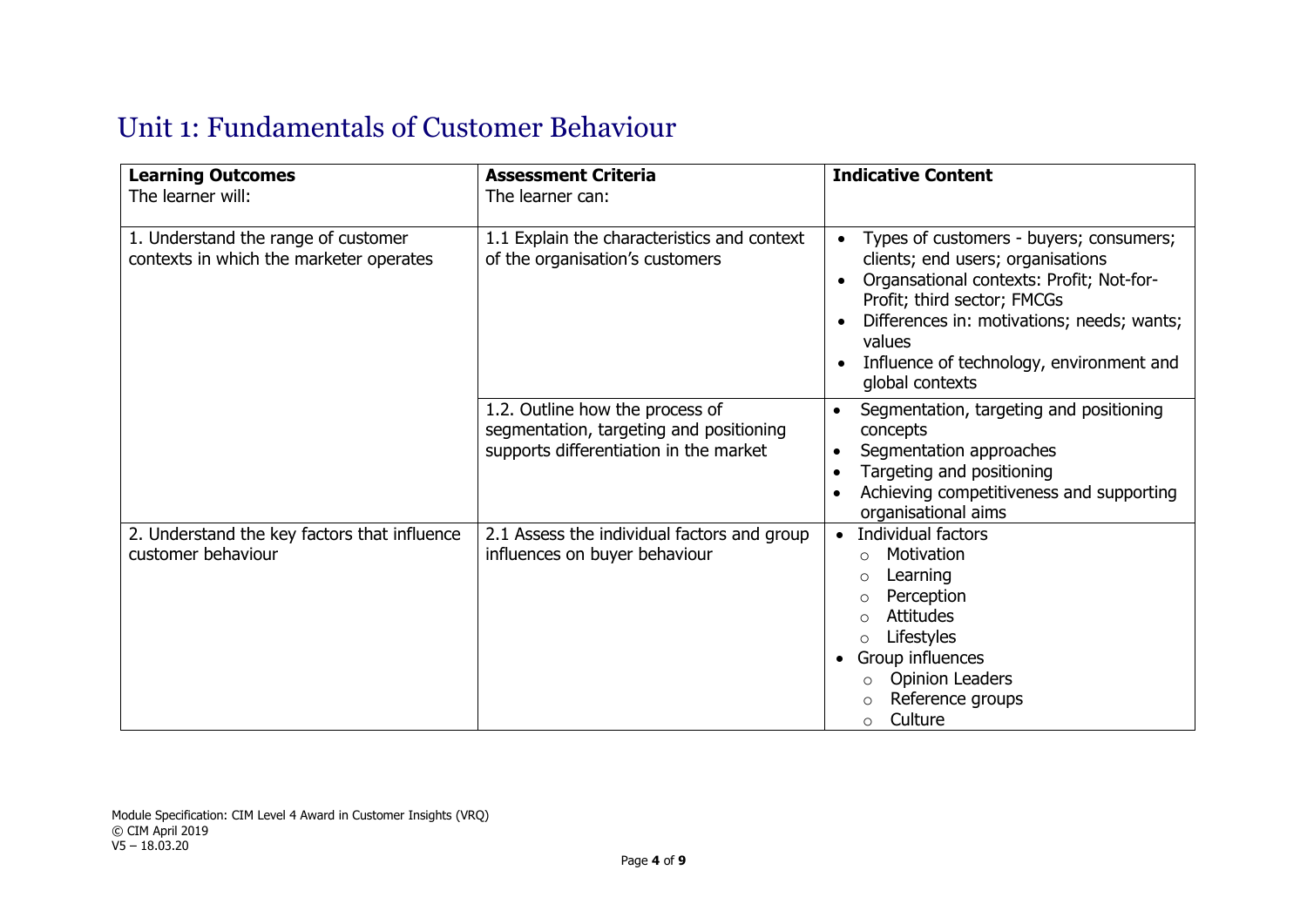# Unit 1: Fundamentals of Customer Behaviour

| **Learning Outcomes**<br>The learner will: | **Assessment Criteria**<br>The learner can: | **Indicative Content** |
|---|---|---|
| 1. Understand the range of customer contexts in which the marketer operates | 1.1 Explain the characteristics and context of the organisation's customers | • Types of customers - buyers; consumers; clients; end users; organisations<br>• Organsational contexts: Profit; Not-for-Profit; third sector; FMCGs<br>• Differences in: motivations; needs; wants; values<br>• Influence of technology, environment and global contexts |
| | 1.2. Outline how the process of segmentation, targeting and positioning supports differentiation in the market | • Segmentation, targeting and positioning concepts<br>• Segmentation approaches<br>• Targeting and positioning<br>• Achieving competitiveness and supporting organisational aims |
| 2. Understand the key factors that influence customer behaviour | 2.1 Assess the individual factors and group influences on buyer behaviour | • Individual factors<br>  ○ Motivation<br>  ○ Learning<br>  ○ Perception<br>  ○ Attitudes<br>  ○ Lifestyles<br>• Group influences<br>  ○ Opinion Leaders<br>  ○ Reference groups<br>  ○ Culture |

Module Specification: CIM Level 4 Award in Customer Insights (VRQ)
© CIM April 2019
V5 – 18.03.20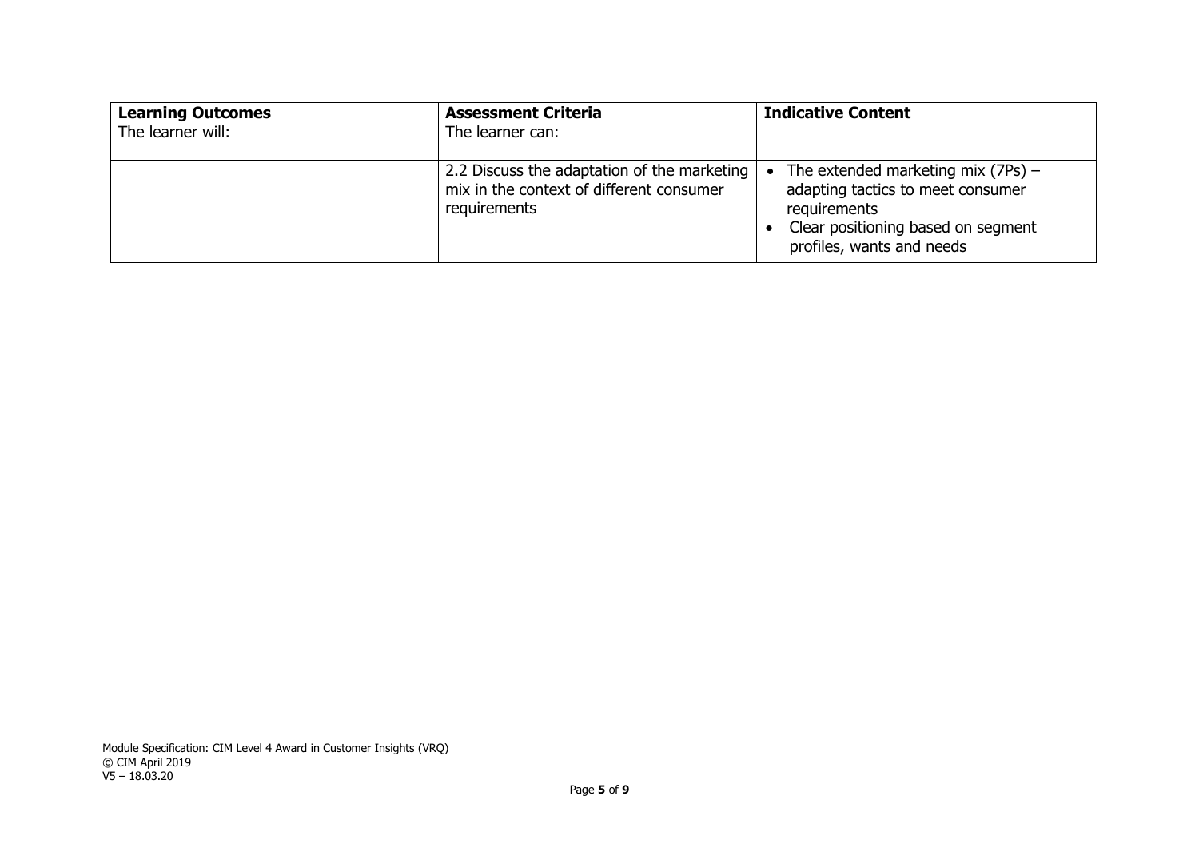| **Learning Outcomes**<br>The learner will: | **Assessment Criteria**<br>The learner can: | **Indicative Content** |
|---|---|---|
| | 2.2 Discuss the adaptation of the marketing mix in the context of different consumer requirements | • The extended marketing mix (7Ps) – adapting tactics to meet consumer requirements<br>• Clear positioning based on segment profiles, wants and needs |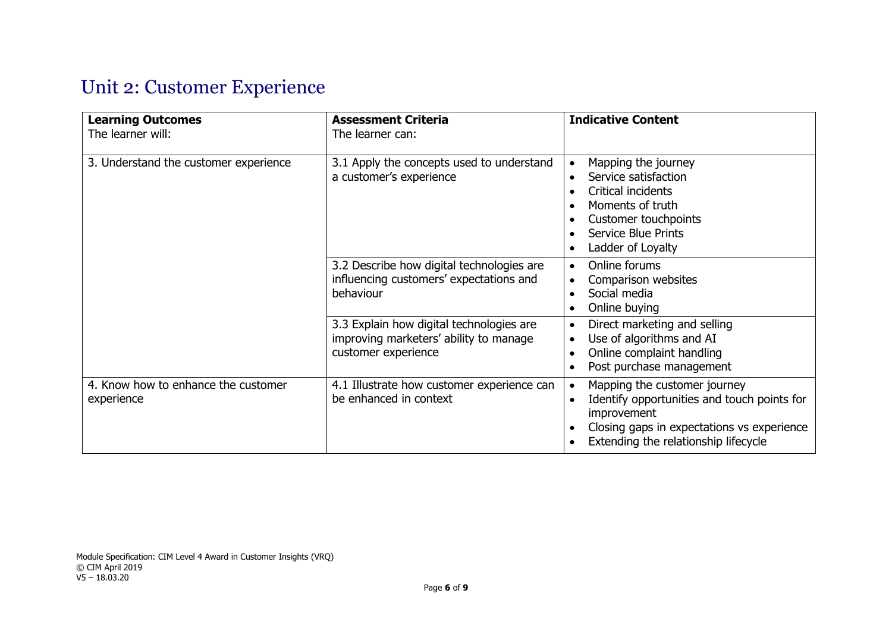# Unit 2: Customer Experience

| **Learning Outcomes** The learner will: | **Assessment Criteria** The learner can: | **Indicative Content** |
|---|---|---|
| 3. Understand the customer experience | 3.1 Apply the concepts used to understand a customer's experience | • Mapping the journey<br>• Service satisfaction<br>• Critical incidents<br>• Moments of truth<br>• Customer touchpoints<br>• Service Blue Prints<br>• Ladder of Loyalty |
| | 3.2 Describe how digital technologies are influencing customers' expectations and behaviour | • Online forums<br>• Comparison websites<br>• Social media<br>• Online buying |
| | 3.3 Explain how digital technologies are improving marketers' ability to manage customer experience | • Direct marketing and selling<br>• Use of algorithms and AI<br>• Online complaint handling<br>• Post purchase management |
| 4. Know how to enhance the customer experience | 4.1 Illustrate how customer experience can be enhanced in context | • Mapping the customer journey<br>• Identify opportunities and touch points for improvement<br>• Closing gaps in expectations vs experience<br>• Extending the relationship lifecycle |

Module Specification: CIM Level 4 Award in Customer Insights (VRQ)
© CIM April 2019
V5 – 18.03.20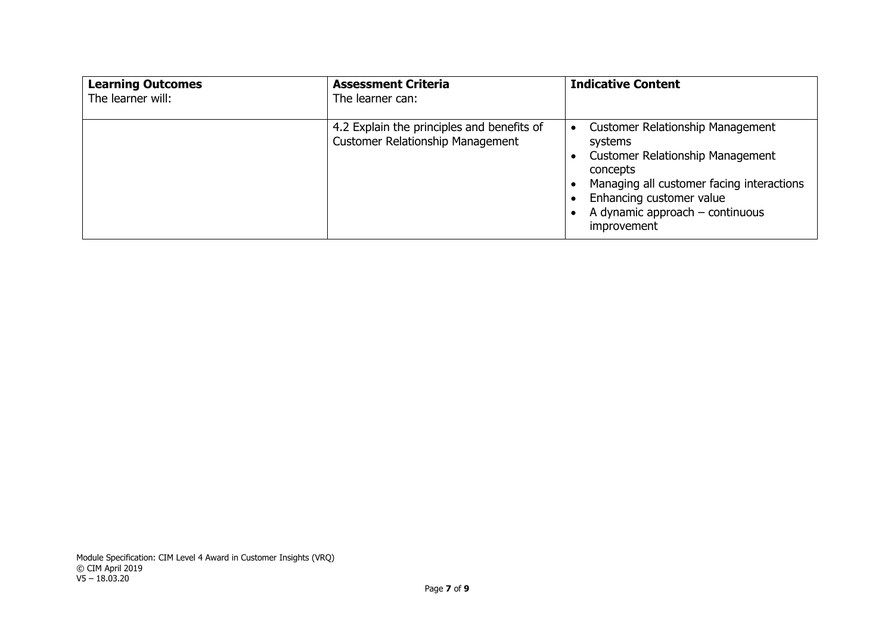| **Learning Outcomes**<br>The learner will: | **Assessment Criteria**<br>The learner can: | **Indicative Content** |
|---|---|---|
| | 4.2 Explain the principles and benefits of Customer Relationship Management | • Customer Relationship Management systems<br>• Customer Relationship Management concepts<br>• Managing all customer facing interactions<br>• Enhancing customer value<br>• A dynamic approach – continuous improvement |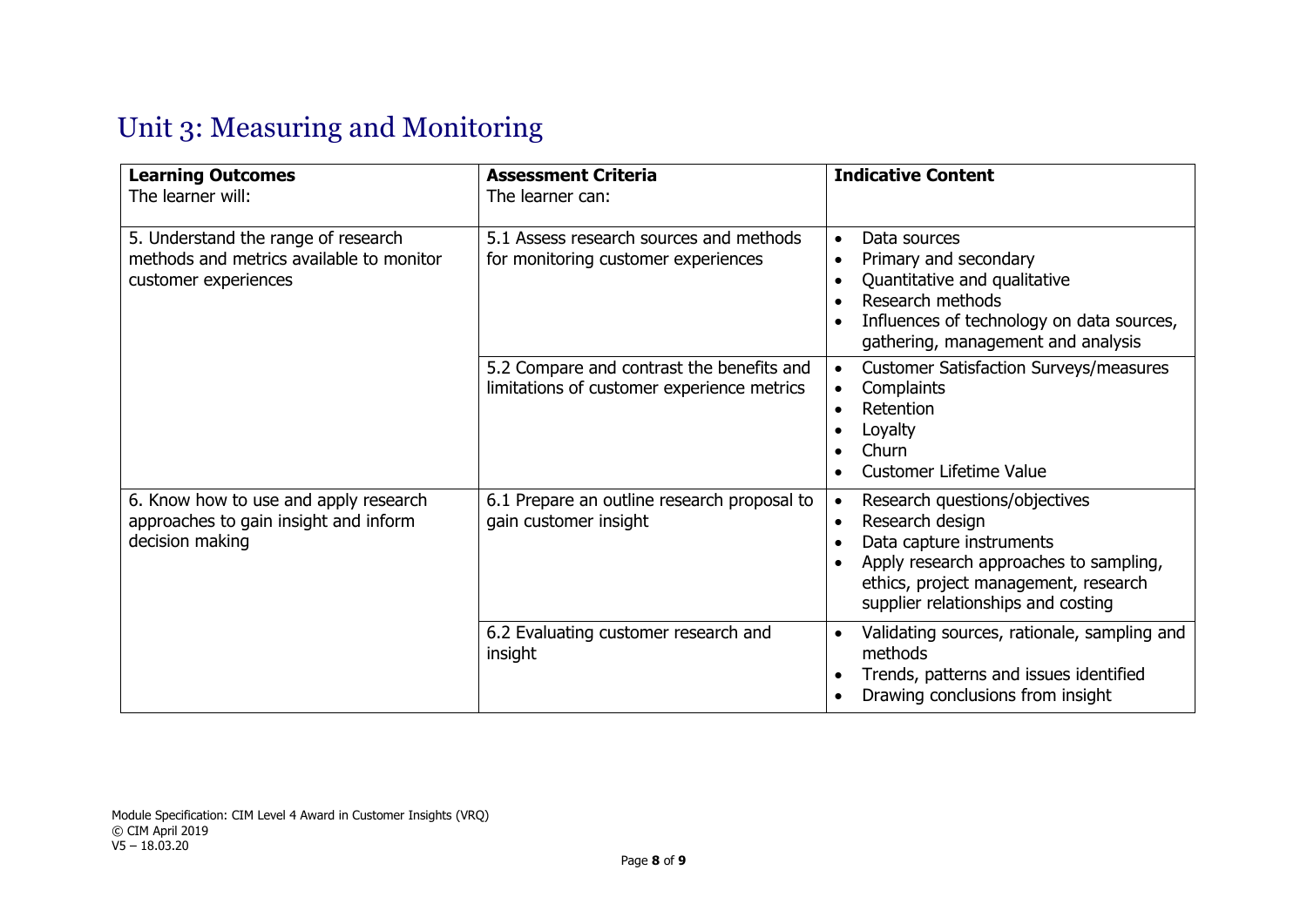# Unit 3: Measuring and Monitoring

| **Learning Outcomes**<br>The learner will: | **Assessment Criteria**<br>The learner can: | **Indicative Content** |
|---|---|---|
| 5. Understand the range of research methods and metrics available to monitor customer experiences | 5.1 Assess research sources and methods for monitoring customer experiences | • Data sources<br>• Primary and secondary<br>• Quantitative and qualitative<br>• Research methods<br>• Influences of technology on data sources, gathering, management and analysis |
| | 5.2 Compare and contrast the benefits and limitations of customer experience metrics | • Customer Satisfaction Surveys/measures<br>• Complaints<br>• Retention<br>• Loyalty<br>• Churn<br>• Customer Lifetime Value |
| 6. Know how to use and apply research approaches to gain insight and inform decision making | 6.1 Prepare an outline research proposal to gain customer insight | • Research questions/objectives<br>• Research design<br>• Data capture instruments<br>• Apply research approaches to sampling, ethics, project management, research supplier relationships and costing |
| | 6.2 Evaluating customer research and insight | • Validating sources, rationale, sampling and methods<br>• Trends, patterns and issues identified<br>• Drawing conclusions from insight |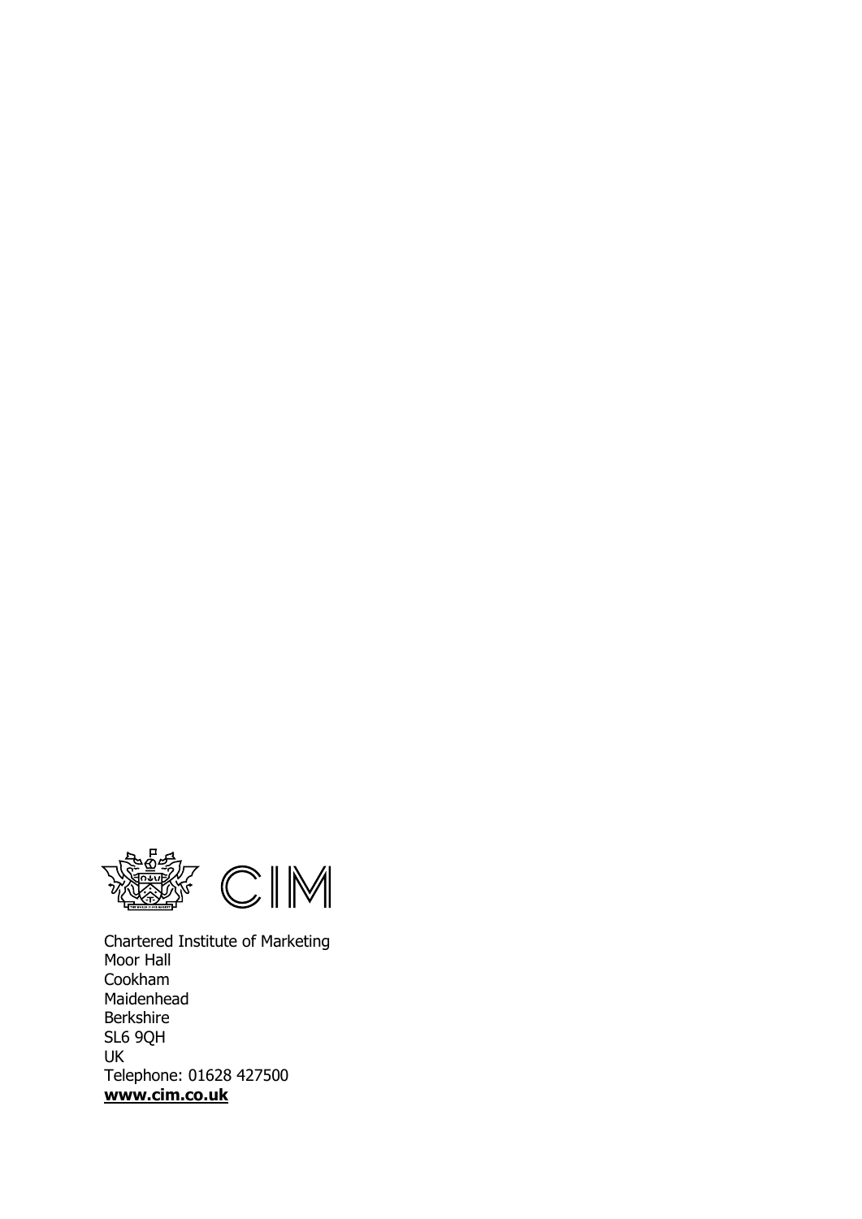CIM

Chartered Institute of Marketing
Moor Hall
Cookham
Maidenhead
Berkshire
SL6 9QH
UK
Telephone: 01628 427500
**www.cim.co.uk**